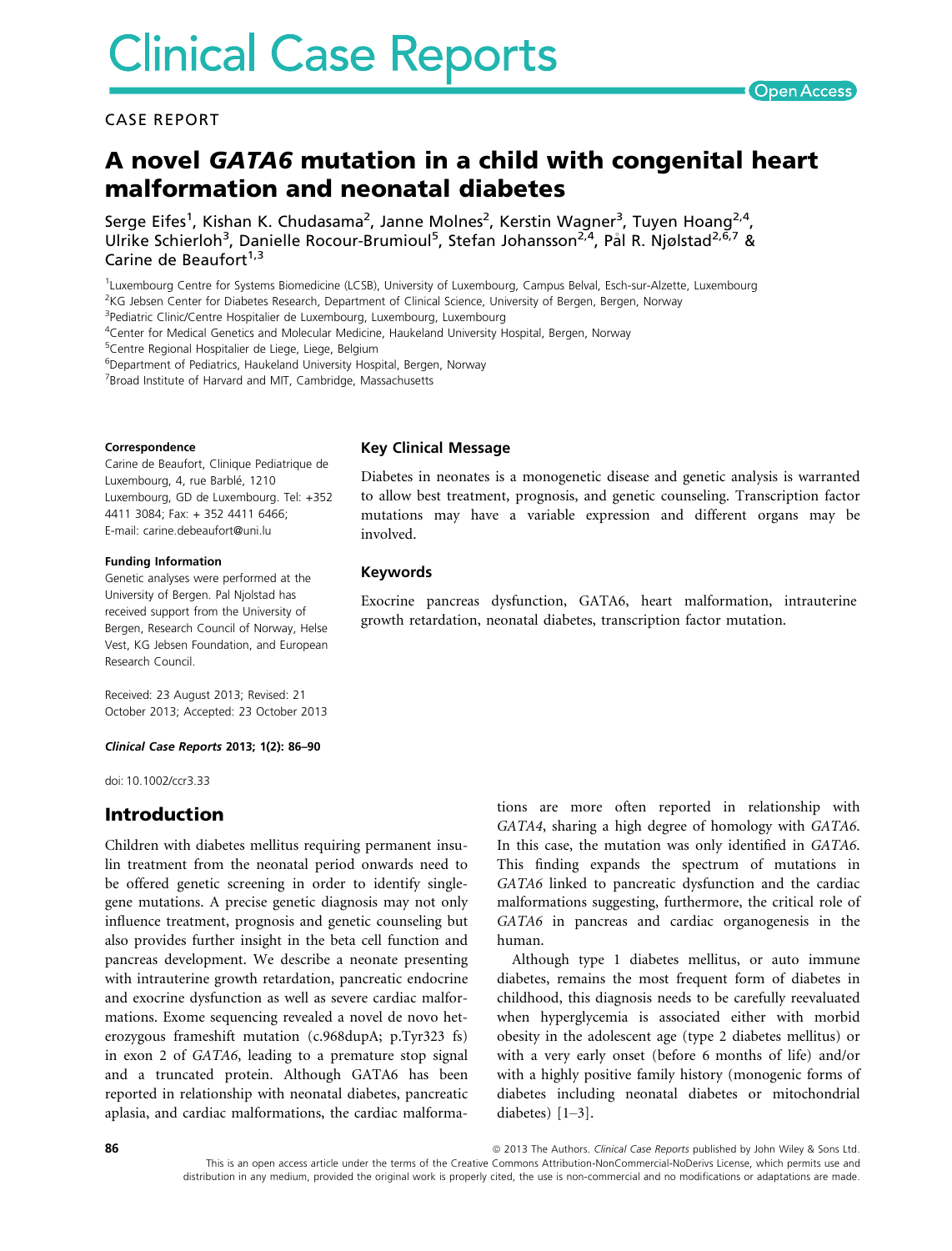# Clinical Case Reports

Open Access

CASE REPORT

# A novel *GATA6* mutation in a child with congenital heart malformation and neonatal diabetes

Serge Eifes[1], Kishan K. Chudasama[2], Janne Molnes[2], Kerstin Wagner[3], Tuyen Hoang[2,4], Ulrike Schierloh[3], Danielle Rocour-Brumioul[5], Stefan Johansson[2,4], Pål R. Njølstad[2,6,7] & Carine de Beaufort[1,3]

[1]Luxembourg Centre for Systems Biomedicine (LCSB), University of Luxembourg, Campus Belval, Esch-sur-Alzette, Luxembourg
[2]KG Jebsen Center for Diabetes Research, Department of Clinical Science, University of Bergen, Bergen, Norway
[3]Pediatric Clinic/Centre Hospitalier de Luxembourg, Luxembourg
[4]Center for Medical Genetics and Molecular Medicine, Haukeland University Hospital, Bergen, Norway
[5]Centre Regional Hospitalier de Liege, Liege, Belgium
[6]Department of Pediatrics, Haukeland University Hospital, Bergen, Norway
[7]Broad Institute of Harvard and MIT, Cambridge, Massachusetts

**Correspondence**
Carine de Beaufort, Clinique Pediatrique de Luxembourg, 4, rue Barblé, 1210 Luxembourg, GD de Luxembourg. Tel: +352 4411 3084; Fax: + 352 4411 6466; E-mail: carine.debeaufort@uni.lu

**Funding Information**
Genetic analyses were performed at the University of Bergen. Pal Njolstad has received support from the University of Bergen, Research Council of Norway, Helse Vest, KG Jebsen Foundation, and European Research Council.

Received: 23 August 2013; Revised: 21 October 2013; Accepted: 23 October 2013

***Clinical Case Reports* 2013; 1(2): 86–90**

doi: 10.1002/ccr3.33

## Key Clinical Message

Diabetes in neonates is a monogenetic disease and genetic analysis is warranted to allow best treatment, prognosis, and genetic counseling. Transcription factor mutations may have a variable expression and different organs may be involved.

## Keywords

Exocrine pancreas dysfunction, GATA6, heart malformation, intrauterine growth retardation, neonatal diabetes, transcription factor mutation.

## Introduction

Children with diabetes mellitus requiring permanent insulin treatment from the neonatal period onwards need to be offered genetic screening in order to identify single-gene mutations. A precise genetic diagnosis may not only influence treatment, prognosis and genetic counseling but also provides further insight in the beta cell function and pancreas development. We describe a neonate presenting with intrauterine growth retardation, pancreatic endocrine and exocrine dysfunction as well as severe cardiac malformations. Exome sequencing revealed a novel de novo heterozygous frameshift mutation (c.968dupA; p.Tyr323 fs) in exon 2 of *GATA6*, leading to a premature stop signal and a truncated protein. Although GATA6 has been reported in relationship with neonatal diabetes, pancreatic aplasia, and cardiac malformations, the cardiac malformations are more often reported in relationship with *GATA4*, sharing a high degree of homology with *GATA6*. In this case, the mutation was only identified in *GATA6*. This finding expands the spectrum of mutations in *GATA6* linked to pancreatic dysfunction and the cardiac malformations suggesting, furthermore, the critical role of *GATA6* in pancreas and cardiac organogenesis in the human.

Although type 1 diabetes mellitus, or auto immune diabetes, remains the most frequent form of diabetes in childhood, this diagnosis needs to be carefully reevaluated when hyperglycemia is associated either with morbid obesity in the adolescent age (type 2 diabetes mellitus) or with a very early onset (before 6 months of life) and/or with a highly positive family history (monogenic forms of diabetes including neonatal diabetes or mitochondrial diabetes) [1–3].

© 2013 The Authors. *Clinical Case Reports* published by John Wiley & Sons Ltd.
This is an open access article under the terms of the Creative Commons Attribution-NonCommercial-NoDerivs License, which permits use and distribution in any medium, provided the original work is properly cited, the use is non-commercial and no modifications or adaptations are made.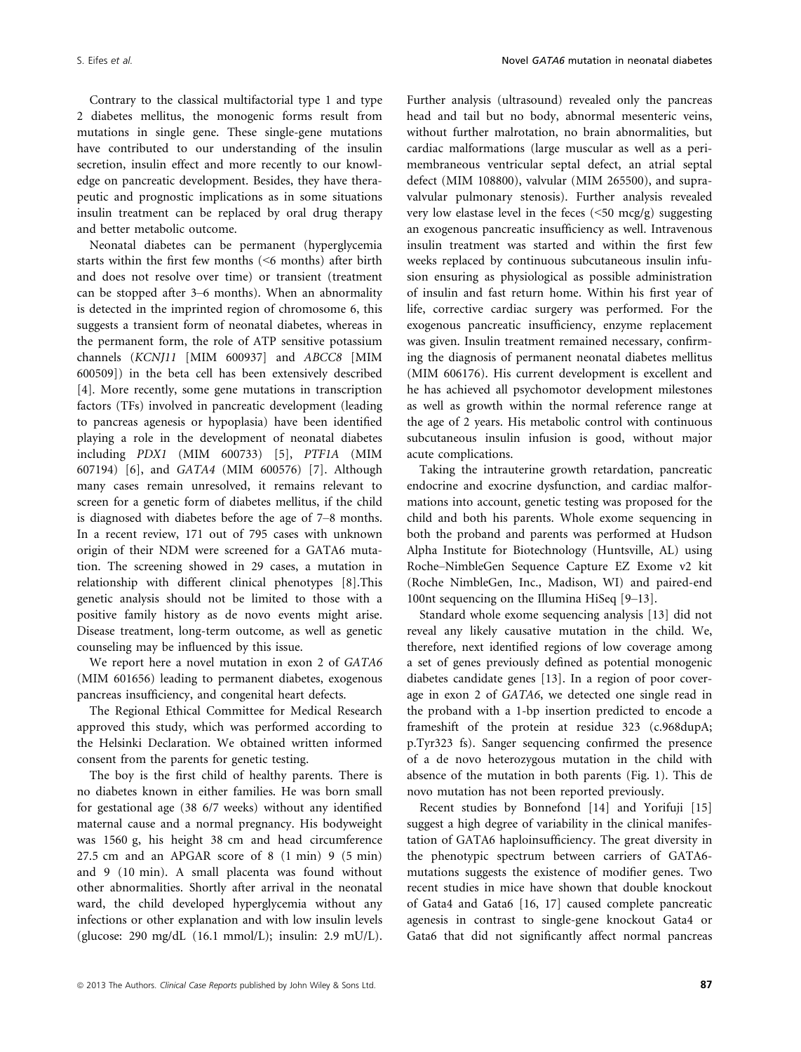Contrary to the classical multifactorial type 1 and type 2 diabetes mellitus, the monogenic forms result from mutations in single gene. These single-gene mutations have contributed to our understanding of the insulin secretion, insulin effect and more recently to our knowledge on pancreatic development. Besides, they have therapeutic and prognostic implications as in some situations insulin treatment can be replaced by oral drug therapy and better metabolic outcome.

Neonatal diabetes can be permanent (hyperglycemia starts within the first few months (<6 months) after birth and does not resolve over time) or transient (treatment can be stopped after 3–6 months). When an abnormality is detected in the imprinted region of chromosome 6, this suggests a transient form of neonatal diabetes, whereas in the permanent form, the role of ATP sensitive potassium channels (*KCNJ11* [MIM 600937] and *ABCC8* [MIM 600509]) in the beta cell has been extensively described [4]. More recently, some gene mutations in transcription factors (TFs) involved in pancreatic development (leading to pancreas agenesis or hypoplasia) have been identified playing a role in the development of neonatal diabetes including *PDX1* (MIM 600733) [5], *PTF1A* (MIM 607194) [6], and *GATA4* (MIM 600576) [7]. Although many cases remain unresolved, it remains relevant to screen for a genetic form of diabetes mellitus, if the child is diagnosed with diabetes before the age of 7–8 months. In a recent review, 171 out of 795 cases with unknown origin of their NDM were screened for a GATA6 mutation. The screening showed in 29 cases, a mutation in relationship with different clinical phenotypes [8].This genetic analysis should not be limited to those with a positive family history as de novo events might arise. Disease treatment, long-term outcome, as well as genetic counseling may be influenced by this issue.

We report here a novel mutation in exon 2 of *GATA6* (MIM 601656) leading to permanent diabetes, exogenous pancreas insufficiency, and congenital heart defects.

The Regional Ethical Committee for Medical Research approved this study, which was performed according to the Helsinki Declaration. We obtained written informed consent from the parents for genetic testing.

The boy is the first child of healthy parents. There is no diabetes known in either families. He was born small for gestational age (38 6/7 weeks) without any identified maternal cause and a normal pregnancy. His bodyweight was 1560 g, his height 38 cm and head circumference 27.5 cm and an APGAR score of 8 (1 min) 9 (5 min) and 9 (10 min). A small placenta was found without other abnormalities. Shortly after arrival in the neonatal ward, the child developed hyperglycemia without any infections or other explanation and with low insulin levels (glucose: 290 mg/dL (16.1 mmol/L); insulin: 2.9 mU/L). Further analysis (ultrasound) revealed only the pancreas head and tail but no body, abnormal mesenteric veins, without further malrotation, no brain abnormalities, but cardiac malformations (large muscular as well as a perimembraneous ventricular septal defect, an atrial septal defect (MIM 108800), valvular (MIM 265500), and supravalvular pulmonary stenosis). Further analysis revealed very low elastase level in the feces (<50 mcg/g) suggesting an exogenous pancreatic insufficiency as well. Intravenous insulin treatment was started and within the first few weeks replaced by continuous subcutaneous insulin infusion ensuring as physiological as possible administration of insulin and fast return home. Within his first year of life, corrective cardiac surgery was performed. For the exogenous pancreatic insufficiency, enzyme replacement was given. Insulin treatment remained necessary, confirming the diagnosis of permanent neonatal diabetes mellitus (MIM 606176). His current development is excellent and he has achieved all psychomotor development milestones as well as growth within the normal reference range at the age of 2 years. His metabolic control with continuous subcutaneous insulin infusion is good, without major acute complications.

Taking the intrauterine growth retardation, pancreatic endocrine and exocrine dysfunction, and cardiac malformations into account, genetic testing was proposed for the child and both his parents. Whole exome sequencing in both the proband and parents was performed at Hudson Alpha Institute for Biotechnology (Huntsville, AL) using Roche–NimbleGen Sequence Capture EZ Exome v2 kit (Roche NimbleGen, Inc., Madison, WI) and paired-end 100nt sequencing on the Illumina HiSeq [9–13].

Standard whole exome sequencing analysis [13] did not reveal any likely causative mutation in the child. We, therefore, next identified regions of low coverage among a set of genes previously defined as potential monogenic diabetes candidate genes [13]. In a region of poor coverage in exon 2 of *GATA6*, we detected one single read in the proband with a 1-bp insertion predicted to encode a frameshift of the protein at residue 323 (c.968dupA; p.Tyr323 fs). Sanger sequencing confirmed the presence of a de novo heterozygous mutation in the child with absence of the mutation in both parents (Fig. 1). This de novo mutation has not been reported previously.

Recent studies by Bonnefond [14] and Yorifuji [15] suggest a high degree of variability in the clinical manifestation of GATA6 haploinsufficiency. The great diversity in the phenotypic spectrum between carriers of GATA6-mutations suggests the existence of modifier genes. Two recent studies in mice have shown that double knockout of Gata4 and Gata6 [16, 17] caused complete pancreatic agenesis in contrast to single-gene knockout Gata4 or Gata6 that did not significantly affect normal pancreas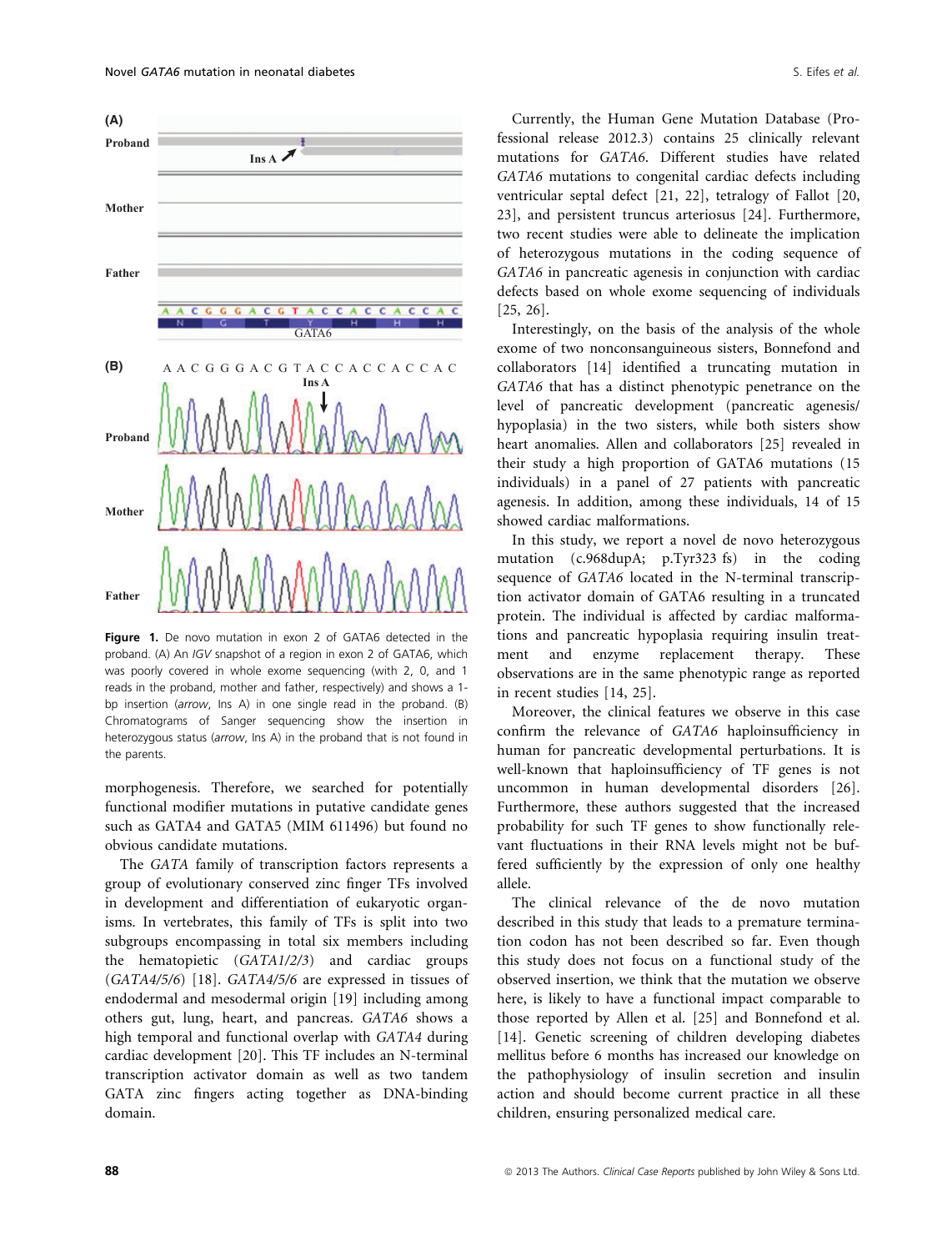Figure 1. De novo mutation in exon 2 of GATA6 detected in the proband. (A) An *IGV* snapshot of a region in exon 2 of GATA6, which was poorly covered in whole exome sequencing (with 2, 0, and 1 reads in the proband, mother and father, respectively) and shows a 1-bp insertion (*arrow*, Ins A) in one single read in the proband. (B) Chromatograms of Sanger sequencing show the insertion in heterozygous status (*arrow*, Ins A) in the proband that is not found in the parents.

morphogenesis. Therefore, we searched for potentially functional modifier mutations in putative candidate genes such as GATA4 and GATA5 (MIM 611496) but found no obvious candidate mutations.

The *GATA* family of transcription factors represents a group of evolutionary conserved zinc finger TFs involved in development and differentiation of eukaryotic organisms. In vertebrates, this family of TFs is split into two subgroups encompassing in total six members including the hematopietic (*GATA1/2/3*) and cardiac groups (*GATA4/5/6*) [18]. *GATA4/5/6* are expressed in tissues of endodermal and mesodermal origin [19] including among others gut, lung, heart, and pancreas. *GATA6* shows a high temporal and functional overlap with *GATA4* during cardiac development [20]. This TF includes an N-terminal transcription activator domain as well as two tandem GATA zinc fingers acting together as DNA-binding domain.

Currently, the Human Gene Mutation Database (Professional release 2012.3) contains 25 clinically relevant mutations for *GATA6*. Different studies have related *GATA6* mutations to congenital cardiac defects including ventricular septal defect [21, 22], tetralogy of Fallot [20, 23], and persistent truncus arteriosus [24]. Furthermore, two recent studies were able to delineate the implication of heterozygous mutations in the coding sequence of *GATA6* in pancreatic agenesis in conjunction with cardiac defects based on whole exome sequencing of individuals [25, 26].

Interestingly, on the basis of the analysis of the whole exome of two nonconsanguineous sisters, Bonnefond and collaborators [14] identified a truncating mutation in *GATA6* that has a distinct phenotypic penetrance on the level of pancreatic development (pancreatic agenesis/hypoplasia) in the two sisters, while both sisters show heart anomalies. Allen and collaborators [25] revealed in their study a high proportion of GATA6 mutations (15 individuals) in a panel of 27 patients with pancreatic agenesis. In addition, among these individuals, 14 of 15 showed cardiac malformations.

In this study, we report a novel de novo heterozygous mutation (c.968dupA; p.Tyr323 fs) in the coding sequence of *GATA6* located in the N-terminal transcription activator domain of GATA6 resulting in a truncated protein. The individual is affected by cardiac malformations and pancreatic hypoplasia requiring insulin treatment and enzyme replacement therapy. These observations are in the same phenotypic range as reported in recent studies [14, 25].

Moreover, the clinical features we observe in this case confirm the relevance of *GATA6* haploinsufficiency in human for pancreatic developmental perturbations. It is well-known that haploinsufficiency of TF genes is not uncommon in human developmental disorders [26]. Furthermore, these authors suggested that the increased probability for such TF genes to show functionally relevant fluctuations in their RNA levels might not be buffered sufficiently by the expression of only one healthy allele.

The clinical relevance of the de novo mutation described in this study that leads to a premature termination codon has not been described so far. Even though this study does not focus on a functional study of the observed insertion, we think that the mutation we observe here, is likely to have a functional impact comparable to those reported by Allen et al. [25] and Bonnefond et al. [14]. Genetic screening of children developing diabetes mellitus before 6 months has increased our knowledge on the pathophysiology of insulin secretion and insulin action and should become current practice in all these children, ensuring personalized medical care.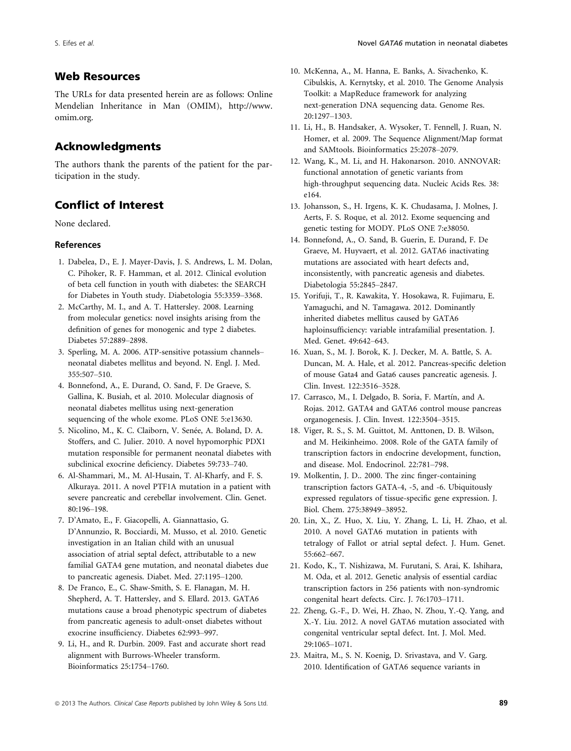## Web Resources

The URLs for data presented herein are as follows: Online Mendelian Inheritance in Man (OMIM), http://www.omim.org.

## Acknowledgments

The authors thank the parents of the patient for the participation in the study.

## Conflict of Interest

None declared.

### References

1. Dabelea, D., E. J. Mayer-Davis, J. S. Andrews, L. M. Dolan, C. Pihoker, R. F. Hamman, et al. 2012. Clinical evolution of beta cell function in youth with diabetes: the SEARCH for Diabetes in Youth study. Diabetologia 55:3359–3368.
2. McCarthy, M. I., and A. T. Hattersley. 2008. Learning from molecular genetics: novel insights arising from the definition of genes for monogenic and type 2 diabetes. Diabetes 57:2889–2898.
3. Sperling, M. A. 2006. ATP-sensitive potassium channels–neonatal diabetes mellitus and beyond. N. Engl. J. Med. 355:507–510.
4. Bonnefond, A., E. Durand, O. Sand, F. De Graeve, S. Gallina, K. Busiah, et al. 2010. Molecular diagnosis of neonatal diabetes mellitus using next-generation sequencing of the whole exome. PLoS ONE 5:e13630.
5. Nicolino, M., K. C. Claiborn, V. Senée, A. Boland, D. A. Stoffers, and C. Julier. 2010. A novel hypomorphic PDX1 mutation responsible for permanent neonatal diabetes with subclinical exocrine deficiency. Diabetes 59:733–740.
6. Al-Shammari, M., M. Al-Husain, T. Al-Kharfy, and F. S. Alkuraya. 2011. A novel PTF1A mutation in a patient with severe pancreatic and cerebellar involvement. Clin. Genet. 80:196–198.
7. D'Amato, E., F. Giacopelli, A. Giannattasio, G. D'Annunzio, R. Bocciardi, M. Musso, et al. 2010. Genetic investigation in an Italian child with an unusual association of atrial septal defect, attributable to a new familial GATA4 gene mutation, and neonatal diabetes due to pancreatic agenesis. Diabet. Med. 27:1195–1200.
8. De Franco, E., C. Shaw-Smith, S. E. Flanagan, M. H. Shepherd, A. T. Hattersley, and S. Ellard. 2013. GATA6 mutations cause a broad phenotypic spectrum of diabetes from pancreatic agenesis to adult-onset diabetes without exocrine insufficiency. Diabetes 62:993–997.
9. Li, H., and R. Durbin. 2009. Fast and accurate short read alignment with Burrows-Wheeler transform. Bioinformatics 25:1754–1760.
10. McKenna, A., M. Hanna, E. Banks, A. Sivachenko, K. Cibulskis, A. Kernytsky, et al. 2010. The Genome Analysis Toolkit: a MapReduce framework for analyzing next-generation DNA sequencing data. Genome Res. 20:1297–1303.
11. Li, H., B. Handsaker, A. Wysoker, T. Fennell, J. Ruan, N. Homer, et al. 2009. The Sequence Alignment/Map format and SAMtools. Bioinformatics 25:2078–2079.
12. Wang, K., M. Li, and H. Hakonarson. 2010. ANNOVAR: functional annotation of genetic variants from high-throughput sequencing data. Nucleic Acids Res. 38: e164.
13. Johansson, S., H. Irgens, K. K. Chudasama, J. Molnes, J. Aerts, F. S. Roque, et al. 2012. Exome sequencing and genetic testing for MODY. PLoS ONE 7:e38050.
14. Bonnefond, A., O. Sand, B. Guerin, E. Durand, F. De Graeve, M. Huyvaert, et al. 2012. GATA6 inactivating mutations are associated with heart defects and, inconsistently, with pancreatic agenesis and diabetes. Diabetologia 55:2845–2847.
15. Yorifuji, T., R. Kawakita, Y. Hosokawa, R. Fujimaru, E. Yamaguchi, and N. Tamagawa. 2012. Dominantly inherited diabetes mellitus caused by GATA6 haploinsufficiency: variable intrafamilial presentation. J. Med. Genet. 49:642–643.
16. Xuan, S., M. J. Borok, K. J. Decker, M. A. Battle, S. A. Duncan, M. A. Hale, et al. 2012. Pancreas-specific deletion of mouse Gata4 and Gata6 causes pancreatic agenesis. J. Clin. Invest. 122:3516–3528.
17. Carrasco, M., I. Delgado, B. Soria, F. Martín, and A. Rojas. 2012. GATA4 and GATA6 control mouse pancreas organogenesis. J. Clin. Invest. 122:3504–3515.
18. Viger, R. S., S. M. Guittot, M. Anttonen, D. B. Wilson, and M. Heikinheimo. 2008. Role of the GATA family of transcription factors in endocrine development, function, and disease. Mol. Endocrinol. 22:781–798.
19. Molkentin, J. D.. 2000. The zinc finger-containing transcription factors GATA-4, -5, and -6. Ubiquitously expressed regulators of tissue-specific gene expression. J. Biol. Chem. 275:38949–38952.
20. Lin, X., Z. Huo, X. Liu, Y. Zhang, L. Li, H. Zhao, et al. 2010. A novel GATA6 mutation in patients with tetralogy of Fallot or atrial septal defect. J. Hum. Genet. 55:662–667.
21. Kodo, K., T. Nishizawa, M. Furutani, S. Arai, K. Ishihara, M. Oda, et al. 2012. Genetic analysis of essential cardiac transcription factors in 256 patients with non-syndromic congenital heart defects. Circ. J. 76:1703–1711.
22. Zheng, G.-F., D. Wei, H. Zhao, N. Zhou, Y.-Q. Yang, and X.-Y. Liu. 2012. A novel GATA6 mutation associated with congenital ventricular septal defect. Int. J. Mol. Med. 29:1065–1071.
23. Maitra, M., S. N. Koenig, D. Srivastava, and V. Garg. 2010. Identification of GATA6 sequence variants in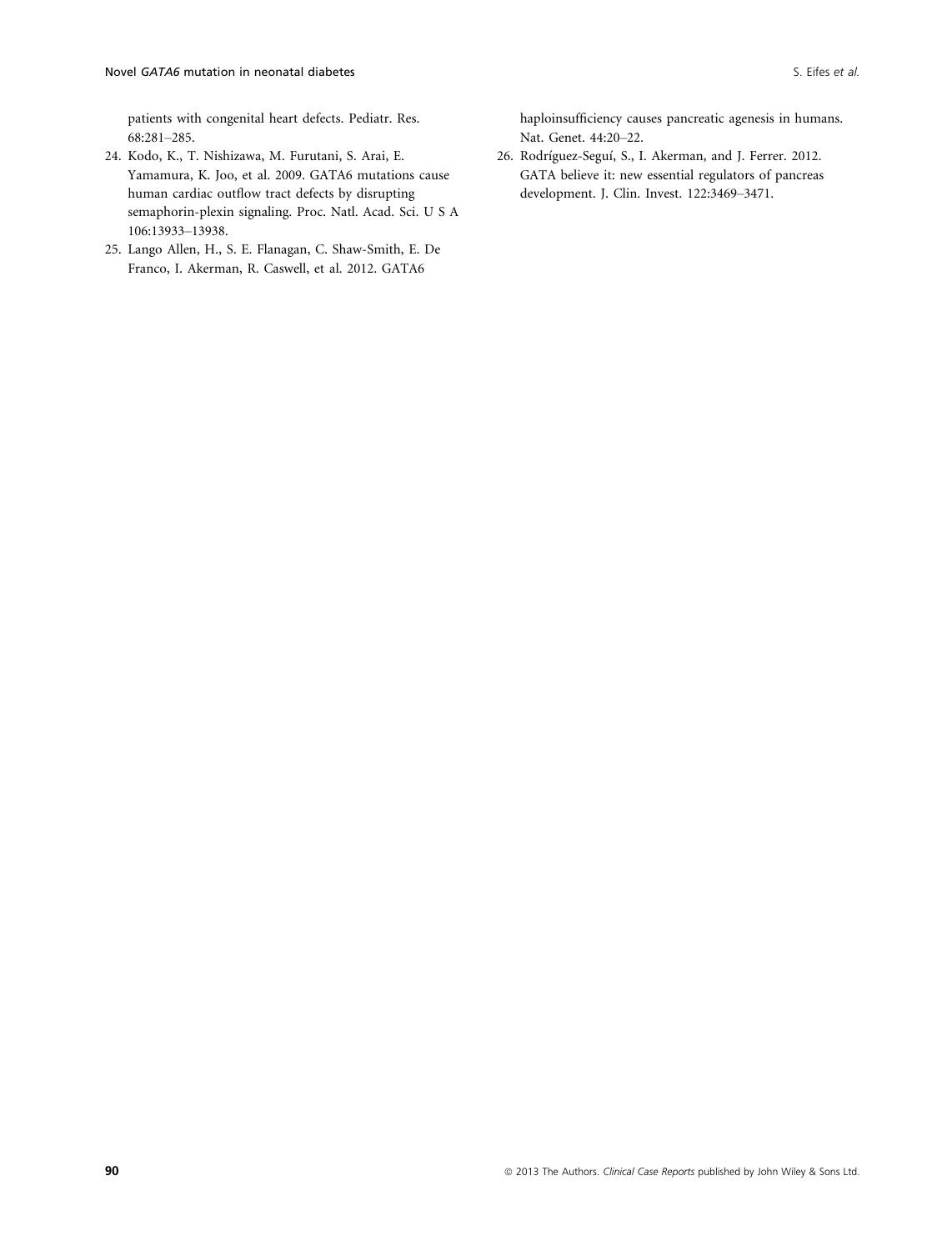patients with congenital heart defects. Pediatr. Res. 68:281–285.

24. Kodo, K., T. Nishizawa, M. Furutani, S. Arai, E. Yamamura, K. Joo, et al. 2009. GATA6 mutations cause human cardiac outflow tract defects by disrupting semaphorin-plexin signaling. Proc. Natl. Acad. Sci. U S A 106:13933–13938.
25. Lango Allen, H., S. E. Flanagan, C. Shaw-Smith, E. De Franco, I. Akerman, R. Caswell, et al. 2012. GATA6 haploinsufficiency causes pancreatic agenesis in humans. Nat. Genet. 44:20–22.
26. Rodríguez-Seguí, S., I. Akerman, and J. Ferrer. 2012. GATA believe it: new essential regulators of pancreas development. J. Clin. Invest. 122:3469–3471.